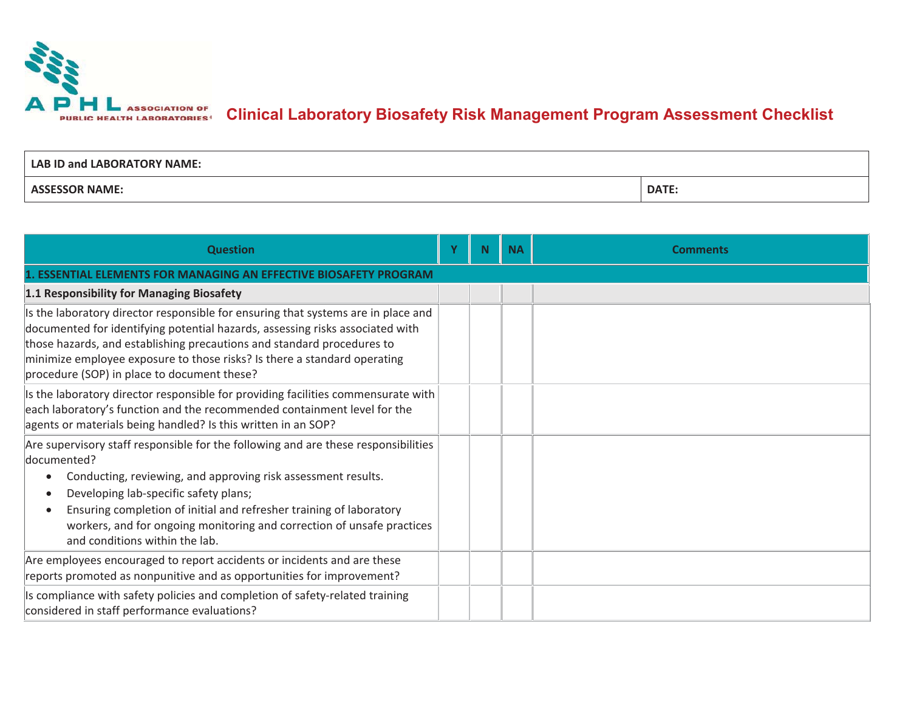# Clinical Laboratory Biosafety Risk Management Program Assessment Checklist

| LAB ID and LABORATORY NAME: | |
|---|---|
| **ASSESSOR NAME:** | **DATE:** |

| Question | Y | N | NA | Comments |
|---|---|---|---|---|
| **1. ESSENTIAL ELEMENTS FOR MANAGING AN EFFECTIVE BIOSAFETY PROGRAM** | | | | |
| **1.1 Responsibility for Managing Biosafety** | | | | |
| Is the laboratory director responsible for ensuring that systems are in place and documented for identifying potential hazards, assessing risks associated with those hazards, and establishing precautions and standard procedures to minimize employee exposure to those risks? Is there a standard operating procedure (SOP) in place to document these? | | | | |
| Is the laboratory director responsible for providing facilities commensurate with each laboratory's function and the recommended containment level for the agents or materials being handled? Is this written in an SOP? | | | | |
| Are supervisory staff responsible for the following and are these responsibilities documented?<br>• Conducting, reviewing, and approving risk assessment results.<br>• Developing lab-specific safety plans;<br>• Ensuring completion of initial and refresher training of laboratory workers, and for ongoing monitoring and correction of unsafe practices and conditions within the lab. | | | | |
| Are employees encouraged to report accidents or incidents and are these reports promoted as nonpunitive and as opportunities for improvement? | | | | |
| Is compliance with safety policies and completion of safety-related training considered in staff performance evaluations? | | | | |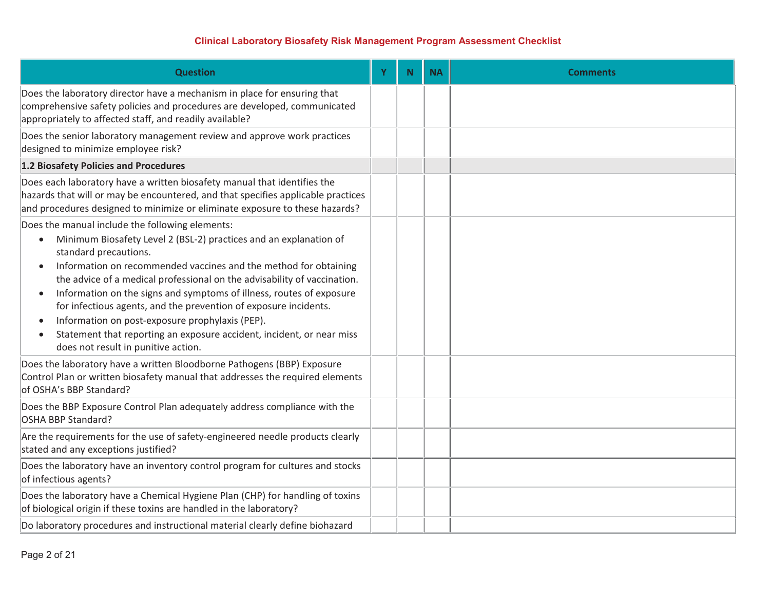## Clinical Laboratory Biosafety Risk Management Program Assessment Checklist

| Question | Y | N | NA | Comments |
|---|---|---|---|---|
| Does the laboratory director have a mechanism in place for ensuring that comprehensive safety policies and procedures are developed, communicated appropriately to affected staff, and readily available? | | | | |
| Does the senior laboratory management review and approve work practices designed to minimize employee risk? | | | | |
| **1.2 Biosafety Policies and Procedures** | | | | |
| Does each laboratory have a written biosafety manual that identifies the hazards that will or may be encountered, and that specifies applicable practices and procedures designed to minimize or eliminate exposure to these hazards? | | | | |
| Does the manual include the following elements:<br>• Minimum Biosafety Level 2 (BSL-2) practices and an explanation of standard precautions.<br>• Information on recommended vaccines and the method for obtaining the advice of a medical professional on the advisability of vaccination.<br>• Information on the signs and symptoms of illness, routes of exposure for infectious agents, and the prevention of exposure incidents.<br>• Information on post-exposure prophylaxis (PEP).<br>• Statement that reporting an exposure accident, incident, or near miss does not result in punitive action. | | | | |
| Does the laboratory have a written Bloodborne Pathogens (BBP) Exposure Control Plan or written biosafety manual that addresses the required elements of OSHA's BBP Standard? | | | | |
| Does the BBP Exposure Control Plan adequately address compliance with the OSHA BBP Standard? | | | | |
| Are the requirements for the use of safety-engineered needle products clearly stated and any exceptions justified? | | | | |
| Does the laboratory have an inventory control program for cultures and stocks of infectious agents? | | | | |
| Does the laboratory have a Chemical Hygiene Plan (CHP) for handling of toxins of biological origin if these toxins are handled in the laboratory? | | | | |
| Do laboratory procedures and instructional material clearly define biohazard | | | | |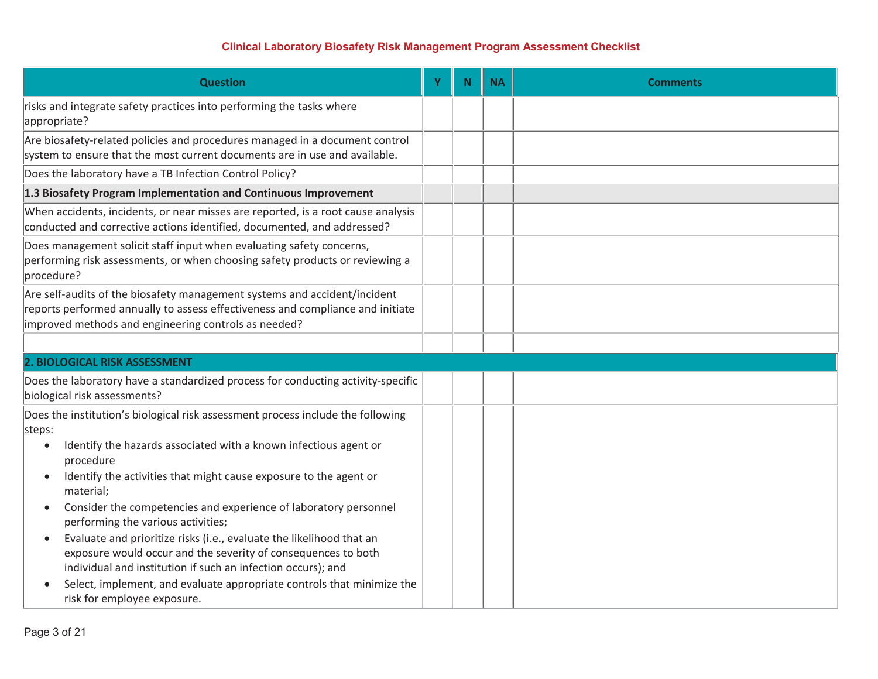## Clinical Laboratory Biosafety Risk Management Program Assessment Checklist

| Question | Y | N | NA | Comments |
|---|---|---|---|---|
| risks and integrate safety practices into performing the tasks where appropriate? | | | | |
| Are biosafety-related policies and procedures managed in a document control system to ensure that the most current documents are in use and available. | | | | |
| Does the laboratory have a TB Infection Control Policy? | | | | |
| **1.3 Biosafety Program Implementation and Continuous Improvement** | | | | |
| When accidents, incidents, or near misses are reported, is a root cause analysis conducted and corrective actions identified, documented, and addressed? | | | | |
| Does management solicit staff input when evaluating safety concerns, performing risk assessments, or when choosing safety products or reviewing a procedure? | | | | |
| Are self-audits of the biosafety management systems and accident/incident reports performed annually to assess effectiveness and compliance and initiate improved methods and engineering controls as needed? | | | | |
| | | | | |
| **2. BIOLOGICAL RISK ASSESSMENT** | | | | |
| Does the laboratory have a standardized process for conducting activity-specific biological risk assessments? | | | | |
| Does the institution's biological risk assessment process include the following steps:<br>• Identify the hazards associated with a known infectious agent or procedure<br>• Identify the activities that might cause exposure to the agent or material;<br>• Consider the competencies and experience of laboratory personnel performing the various activities;<br>• Evaluate and prioritize risks (i.e., evaluate the likelihood that an exposure would occur and the severity of consequences to both individual and institution if such an infection occurs); and<br>• Select, implement, and evaluate appropriate controls that minimize the risk for employee exposure. | | | | |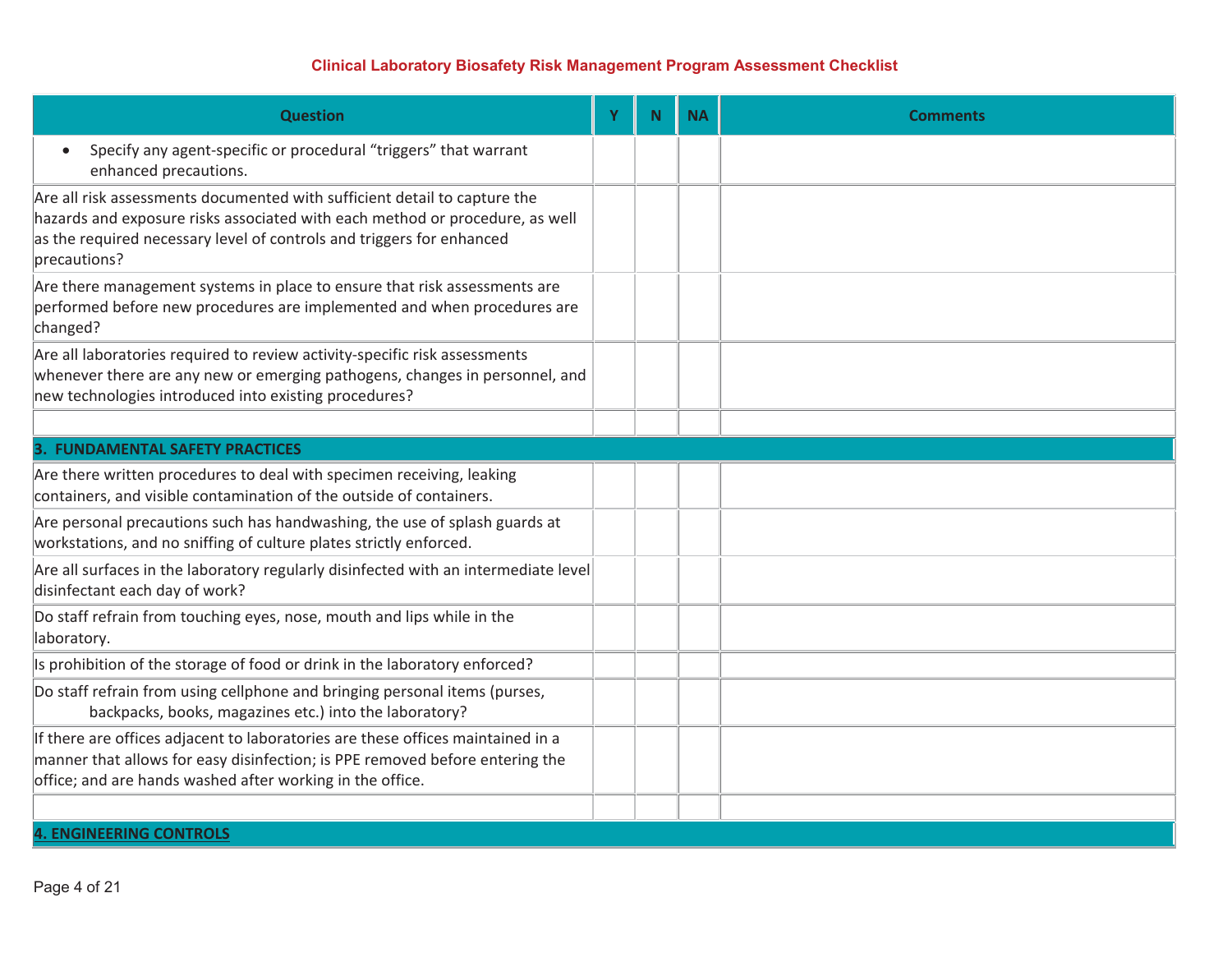## Clinical Laboratory Biosafety Risk Management Program Assessment Checklist

| Question | Y | N | NA | Comments |
|---|---|---|---|---|
| • Specify any agent-specific or procedural "triggers" that warrant enhanced precautions. | | | | |
| Are all risk assessments documented with sufficient detail to capture the hazards and exposure risks associated with each method or procedure, as well as the required necessary level of controls and triggers for enhanced precautions? | | | | |
| Are there management systems in place to ensure that risk assessments are performed before new procedures are implemented and when procedures are changed? | | | | |
| Are all laboratories required to review activity-specific risk assessments whenever there are any new or emerging pathogens, changes in personnel, and new technologies introduced into existing procedures? | | | | |
| | | | | |
| **3. FUNDAMENTAL SAFETY PRACTICES** | | | | |
| Are there written procedures to deal with specimen receiving, leaking containers, and visible contamination of the outside of containers. | | | | |
| Are personal precautions such has handwashing, the use of splash guards at workstations, and no sniffing of culture plates strictly enforced. | | | | |
| Are all surfaces in the laboratory regularly disinfected with an intermediate level disinfectant each day of work? | | | | |
| Do staff refrain from touching eyes, nose, mouth and lips while in the laboratory. | | | | |
| Is prohibition of the storage of food or drink in the laboratory enforced? | | | | |
| Do staff refrain from using cellphone and bringing personal items (purses, backpacks, books, magazines etc.) into the laboratory? | | | | |
| If there are offices adjacent to laboratories are these offices maintained in a manner that allows for easy disinfection; is PPE removed before entering the office; and are hands washed after working in the office. | | | | |
| | | | | |
| **4. ENGINEERING CONTROLS** | | | | |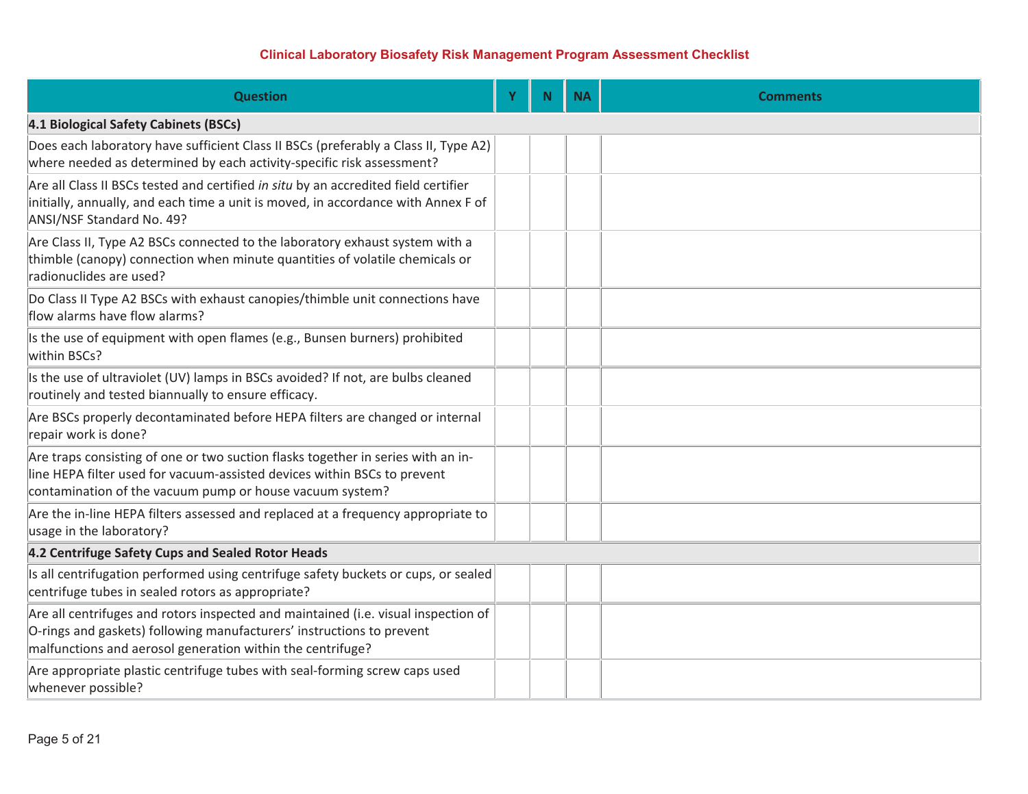**Clinical Laboratory Biosafety Risk Management Program Assessment Checklist**

| Question | Y | N | NA | Comments |
|---|---|---|---|---|
| **4.1 Biological Safety Cabinets (BSCs)** | | | | |
| Does each laboratory have sufficient Class II BSCs (preferably a Class II, Type A2) where needed as determined by each activity-specific risk assessment? | | | | |
| Are all Class II BSCs tested and certified *in situ* by an accredited field certifier initially, annually, and each time a unit is moved, in accordance with Annex F of ANSI/NSF Standard No. 49? | | | | |
| Are Class II, Type A2 BSCs connected to the laboratory exhaust system with a thimble (canopy) connection when minute quantities of volatile chemicals or radionuclides are used? | | | | |
| Do Class II Type A2 BSCs with exhaust canopies/thimble unit connections have flow alarms have flow alarms? | | | | |
| Is the use of equipment with open flames (e.g., Bunsen burners) prohibited within BSCs? | | | | |
| Is the use of ultraviolet (UV) lamps in BSCs avoided? If not, are bulbs cleaned routinely and tested biannually to ensure efficacy. | | | | |
| Are BSCs properly decontaminated before HEPA filters are changed or internal repair work is done? | | | | |
| Are traps consisting of one or two suction flasks together in series with an in-line HEPA filter used for vacuum-assisted devices within BSCs to prevent contamination of the vacuum pump or house vacuum system? | | | | |
| Are the in-line HEPA filters assessed and replaced at a frequency appropriate to usage in the laboratory? | | | | |
| **4.2 Centrifuge Safety Cups and Sealed Rotor Heads** | | | | |
| Is all centrifugation performed using centrifuge safety buckets or cups, or sealed centrifuge tubes in sealed rotors as appropriate? | | | | |
| Are all centrifuges and rotors inspected and maintained (i.e. visual inspection of O-rings and gaskets) following manufacturers' instructions to prevent malfunctions and aerosol generation within the centrifuge? | | | | |
| Are appropriate plastic centrifuge tubes with seal-forming screw caps used whenever possible? | | | | |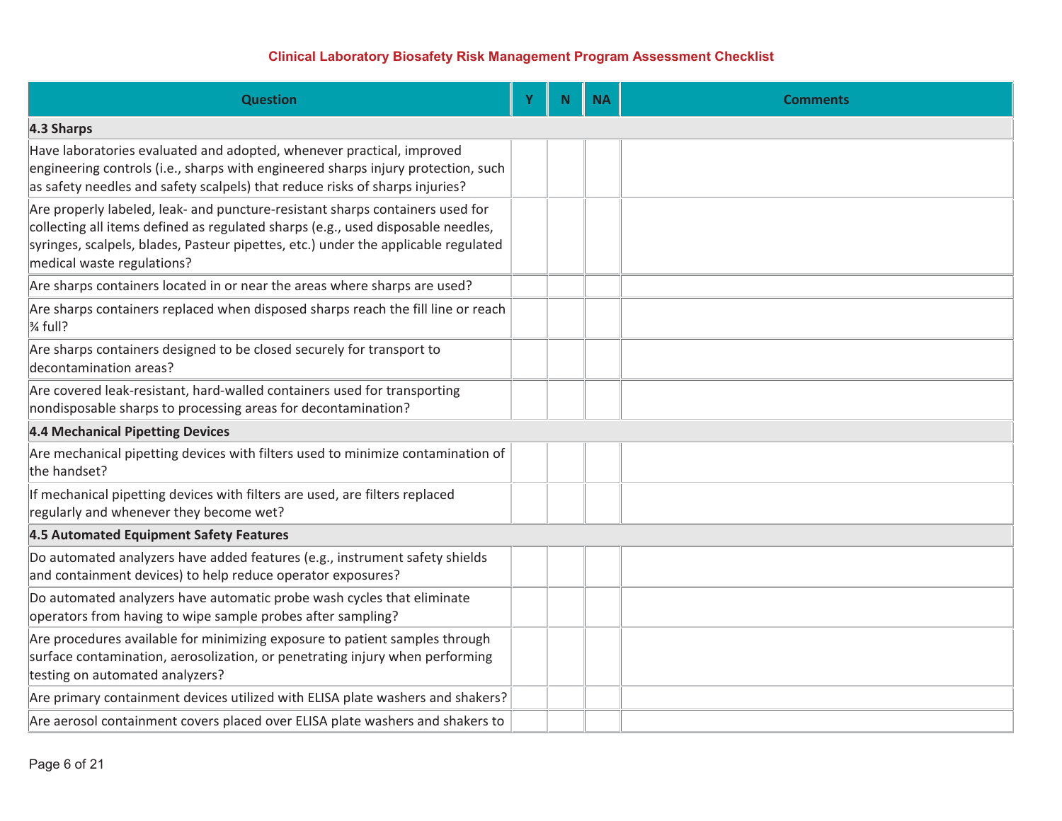**Clinical Laboratory Biosafety Risk Management Program Assessment Checklist**

| Question | Y | N | NA | Comments |
|---|---|---|---|---|
| **4.3 Sharps** | | | | |
| Have laboratories evaluated and adopted, whenever practical, improved engineering controls (i.e., sharps with engineered sharps injury protection, such as safety needles and safety scalpels) that reduce risks of sharps injuries? | | | | |
| Are properly labeled, leak- and puncture-resistant sharps containers used for collecting all items defined as regulated sharps (e.g., used disposable needles, syringes, scalpels, blades, Pasteur pipettes, etc.) under the applicable regulated medical waste regulations? | | | | |
| Are sharps containers located in or near the areas where sharps are used? | | | | |
| Are sharps containers replaced when disposed sharps reach the fill line or reach ¾ full? | | | | |
| Are sharps containers designed to be closed securely for transport to decontamination areas? | | | | |
| Are covered leak-resistant, hard-walled containers used for transporting nondisposable sharps to processing areas for decontamination? | | | | |
| **4.4 Mechanical Pipetting Devices** | | | | |
| Are mechanical pipetting devices with filters used to minimize contamination of the handset? | | | | |
| If mechanical pipetting devices with filters are used, are filters replaced regularly and whenever they become wet? | | | | |
| **4.5 Automated Equipment Safety Features** | | | | |
| Do automated analyzers have added features (e.g., instrument safety shields and containment devices) to help reduce operator exposures? | | | | |
| Do automated analyzers have automatic probe wash cycles that eliminate operators from having to wipe sample probes after sampling? | | | | |
| Are procedures available for minimizing exposure to patient samples through surface contamination, aerosolization, or penetrating injury when performing testing on automated analyzers? | | | | |
| Are primary containment devices utilized with ELISA plate washers and shakers? | | | | |
| Are aerosol containment covers placed over ELISA plate washers and shakers to | | | | |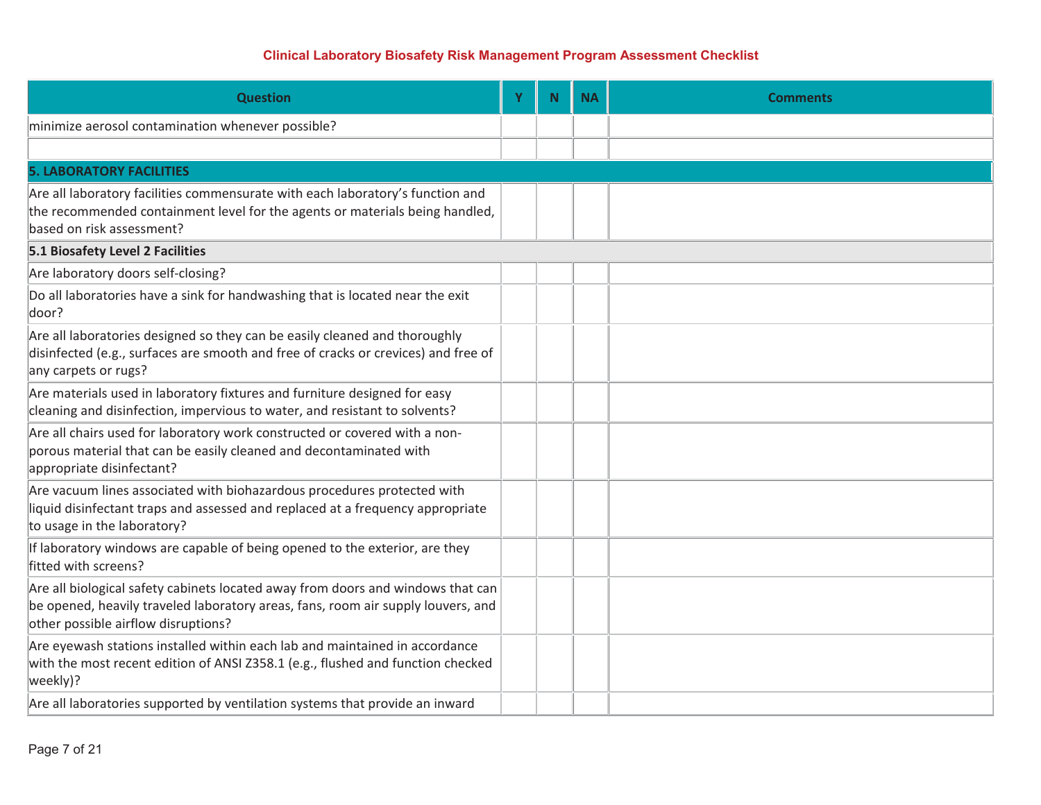**Clinical Laboratory Biosafety Risk Management Program Assessment Checklist**

| Question | Y | N | NA | Comments |
|---|---|---|---|---|
| minimize aerosol contamination whenever possible? | | | | |
| | | | | |
| **5. LABORATORY FACILITIES** | | | | |
| Are all laboratory facilities commensurate with each laboratory's function and the recommended containment level for the agents or materials being handled, based on risk assessment? | | | | |
| **5.1 Biosafety Level 2 Facilities** | | | | |
| Are laboratory doors self-closing? | | | | |
| Do all laboratories have a sink for handwashing that is located near the exit door? | | | | |
| Are all laboratories designed so they can be easily cleaned and thoroughly disinfected (e.g., surfaces are smooth and free of cracks or crevices) and free of any carpets or rugs? | | | | |
| Are materials used in laboratory fixtures and furniture designed for easy cleaning and disinfection, impervious to water, and resistant to solvents? | | | | |
| Are all chairs used for laboratory work constructed or covered with a non-porous material that can be easily cleaned and decontaminated with appropriate disinfectant? | | | | |
| Are vacuum lines associated with biohazardous procedures protected with liquid disinfectant traps and assessed and replaced at a frequency appropriate to usage in the laboratory? | | | | |
| If laboratory windows are capable of being opened to the exterior, are they fitted with screens? | | | | |
| Are all biological safety cabinets located away from doors and windows that can be opened, heavily traveled laboratory areas, fans, room air supply louvers, and other possible airflow disruptions? | | | | |
| Are eyewash stations installed within each lab and maintained in accordance with the most recent edition of ANSI Z358.1 (e.g., flushed and function checked weekly)? | | | | |
| Are all laboratories supported by ventilation systems that provide an inward | | | | |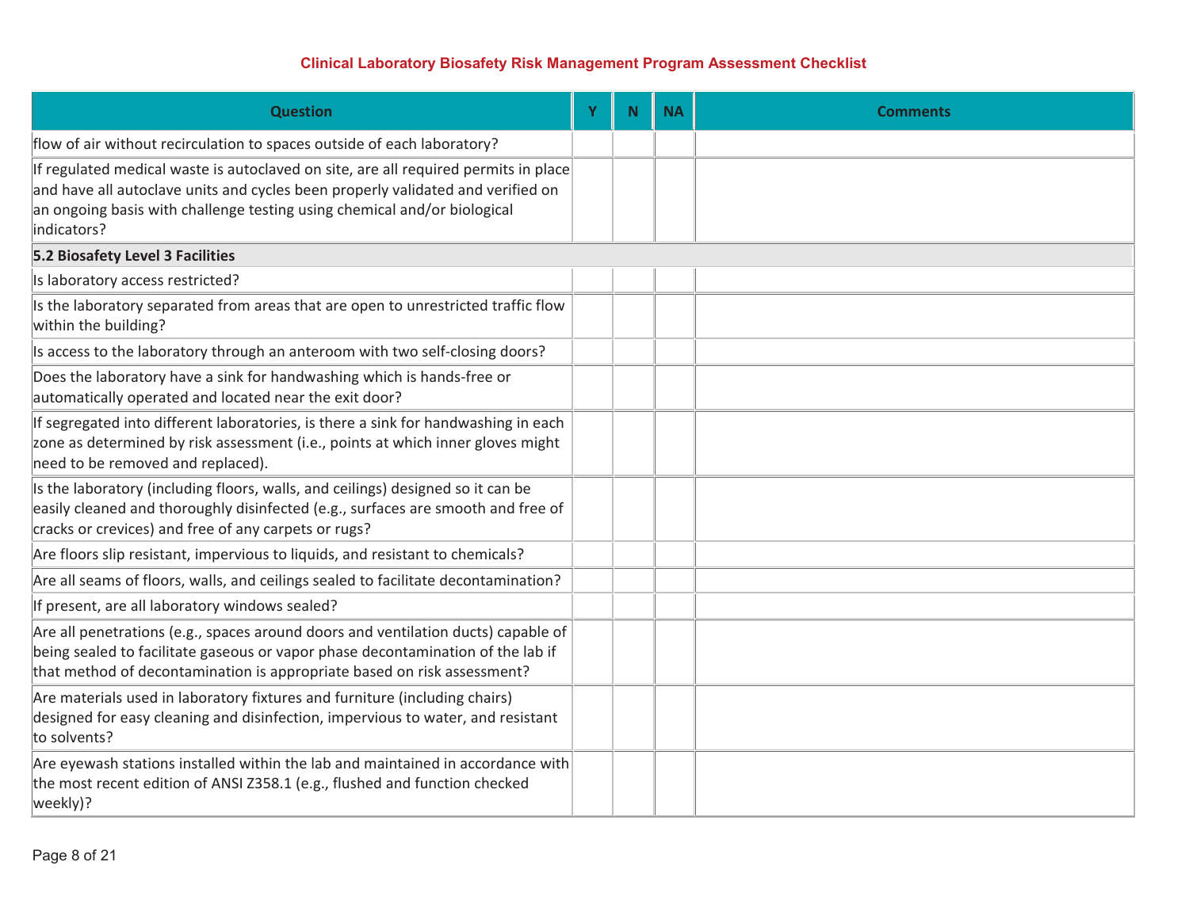## Clinical Laboratory Biosafety Risk Management Program Assessment Checklist

| Question | Y | N | NA | Comments |
|---|---|---|---|---|
| flow of air without recirculation to spaces outside of each laboratory? | | | | |
| If regulated medical waste is autoclaved on site, are all required permits in place and have all autoclave units and cycles been properly validated and verified on an ongoing basis with challenge testing using chemical and/or biological indicators? | | | | |
| **5.2 Biosafety Level 3 Facilities** | | | | |
| Is laboratory access restricted? | | | | |
| Is the laboratory separated from areas that are open to unrestricted traffic flow within the building? | | | | |
| Is access to the laboratory through an anteroom with two self-closing doors? | | | | |
| Does the laboratory have a sink for handwashing which is hands-free or automatically operated and located near the exit door? | | | | |
| If segregated into different laboratories, is there a sink for handwashing in each zone as determined by risk assessment (i.e., points at which inner gloves might need to be removed and replaced). | | | | |
| Is the laboratory (including floors, walls, and ceilings) designed so it can be easily cleaned and thoroughly disinfected (e.g., surfaces are smooth and free of cracks or crevices) and free of any carpets or rugs? | | | | |
| Are floors slip resistant, impervious to liquids, and resistant to chemicals? | | | | |
| Are all seams of floors, walls, and ceilings sealed to facilitate decontamination? | | | | |
| If present, are all laboratory windows sealed? | | | | |
| Are all penetrations (e.g., spaces around doors and ventilation ducts) capable of being sealed to facilitate gaseous or vapor phase decontamination of the lab if that method of decontamination is appropriate based on risk assessment? | | | | |
| Are materials used in laboratory fixtures and furniture (including chairs) designed for easy cleaning and disinfection, impervious to water, and resistant to solvents? | | | | |
| Are eyewash stations installed within the lab and maintained in accordance with the most recent edition of ANSI Z358.1 (e.g., flushed and function checked weekly)? | | | | |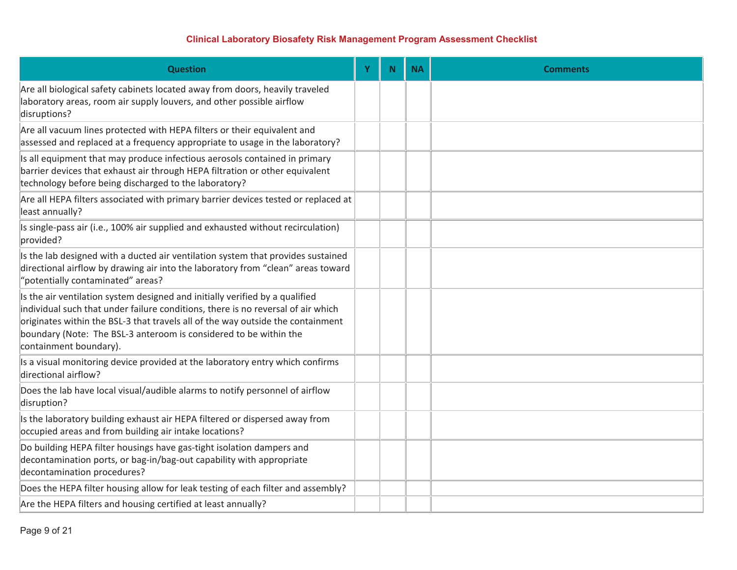**Clinical Laboratory Biosafety Risk Management Program Assessment Checklist**

| Question | Y | N | NA | Comments |
|---|---|---|---|---|
| Are all biological safety cabinets located away from doors, heavily traveled laboratory areas, room air supply louvers, and other possible airflow disruptions? | | | | |
| Are all vacuum lines protected with HEPA filters or their equivalent and assessed and replaced at a frequency appropriate to usage in the laboratory? | | | | |
| Is all equipment that may produce infectious aerosols contained in primary barrier devices that exhaust air through HEPA filtration or other equivalent technology before being discharged to the laboratory? | | | | |
| Are all HEPA filters associated with primary barrier devices tested or replaced at least annually? | | | | |
| Is single-pass air (i.e., 100% air supplied and exhausted without recirculation) provided? | | | | |
| Is the lab designed with a ducted air ventilation system that provides sustained directional airflow by drawing air into the laboratory from "clean" areas toward "potentially contaminated" areas? | | | | |
| Is the air ventilation system designed and initially verified by a qualified individual such that under failure conditions, there is no reversal of air which originates within the BSL-3 that travels all of the way outside the containment boundary (Note: The BSL-3 anteroom is considered to be within the containment boundary). | | | | |
| Is a visual monitoring device provided at the laboratory entry which confirms directional airflow? | | | | |
| Does the lab have local visual/audible alarms to notify personnel of airflow disruption? | | | | |
| Is the laboratory building exhaust air HEPA filtered or dispersed away from occupied areas and from building air intake locations? | | | | |
| Do building HEPA filter housings have gas-tight isolation dampers and decontamination ports, or bag-in/bag-out capability with appropriate decontamination procedures? | | | | |
| Does the HEPA filter housing allow for leak testing of each filter and assembly? | | | | |
| Are the HEPA filters and housing certified at least annually? | | | | |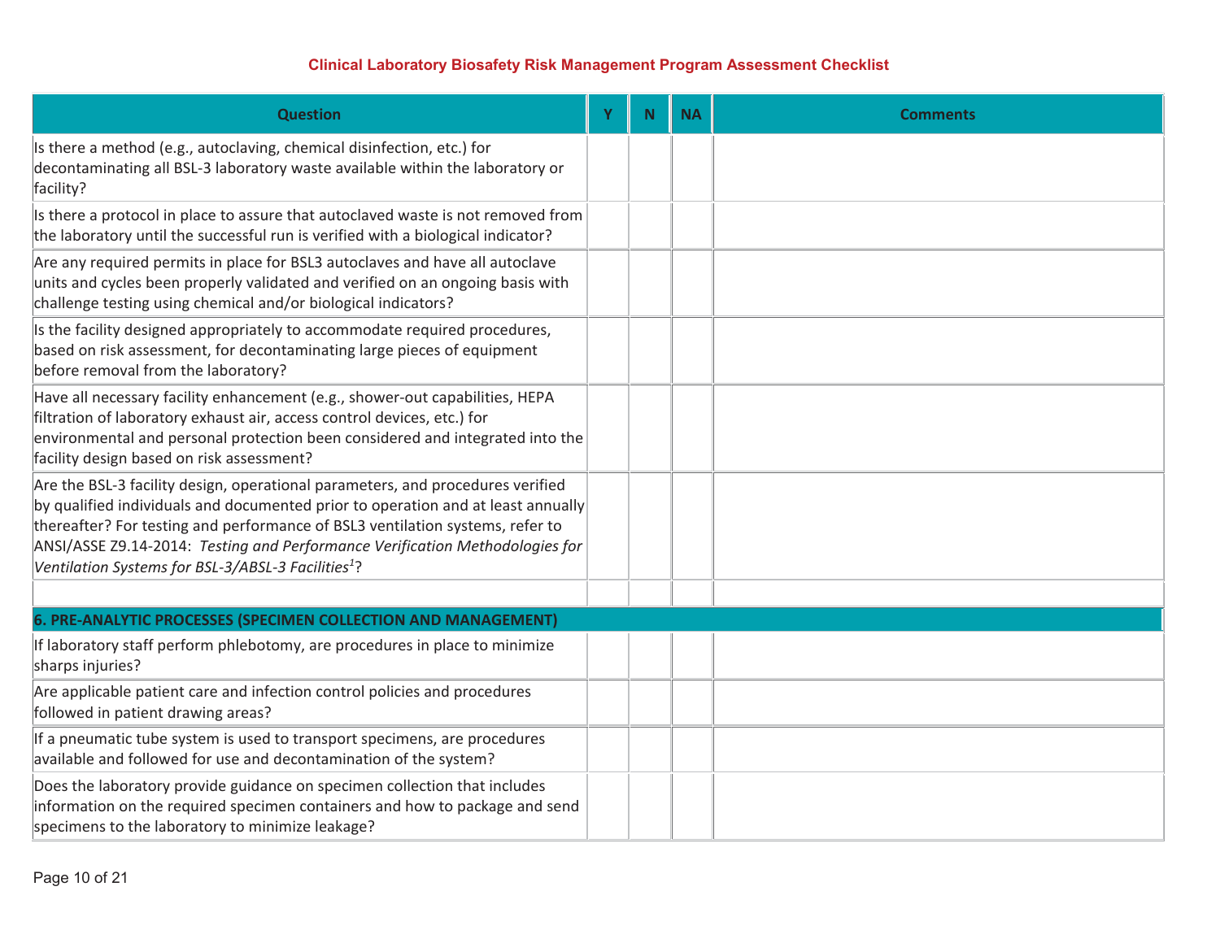## Clinical Laboratory Biosafety Risk Management Program Assessment Checklist

| Question | Y | N | NA | Comments |
|---|---|---|---|---|
| Is there a method (e.g., autoclaving, chemical disinfection, etc.) for decontaminating all BSL-3 laboratory waste available within the laboratory or facility? | | | | |
| Is there a protocol in place to assure that autoclaved waste is not removed from the laboratory until the successful run is verified with a biological indicator? | | | | |
| Are any required permits in place for BSL3 autoclaves and have all autoclave units and cycles been properly validated and verified on an ongoing basis with challenge testing using chemical and/or biological indicators? | | | | |
| Is the facility designed appropriately to accommodate required procedures, based on risk assessment, for decontaminating large pieces of equipment before removal from the laboratory? | | | | |
| Have all necessary facility enhancement (e.g., shower-out capabilities, HEPA filtration of laboratory exhaust air, access control devices, etc.) for environmental and personal protection been considered and integrated into the facility design based on risk assessment? | | | | |
| Are the BSL-3 facility design, operational parameters, and procedures verified by qualified individuals and documented prior to operation and at least annually thereafter? For testing and performance of BSL3 ventilation systems, refer to ANSI/ASSE Z9.14-2014: *Testing and Performance Verification Methodologies for Ventilation Systems for BSL-3/ABSL-3 Facilities*[1]? | | | | |
| | | | | |
| **6. PRE-ANALYTIC PROCESSES (SPECIMEN COLLECTION AND MANAGEMENT)** | | | | |
| If laboratory staff perform phlebotomy, are procedures in place to minimize sharps injuries? | | | | |
| Are applicable patient care and infection control policies and procedures followed in patient drawing areas? | | | | |
| If a pneumatic tube system is used to transport specimens, are procedures available and followed for use and decontamination of the system? | | | | |
| Does the laboratory provide guidance on specimen collection that includes information on the required specimen containers and how to package and send specimens to the laboratory to minimize leakage? | | | | |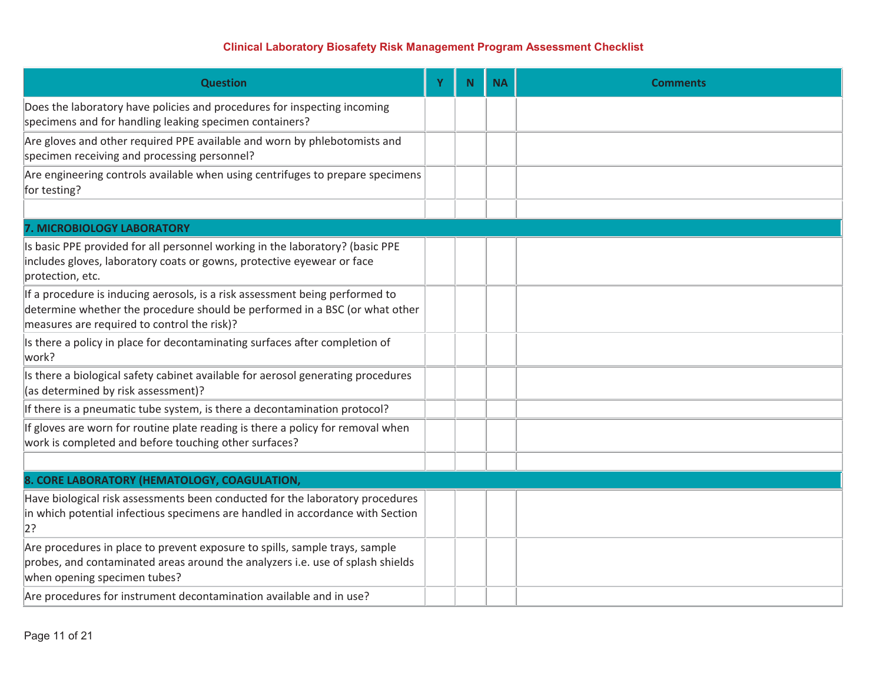## Clinical Laboratory Biosafety Risk Management Program Assessment Checklist

| Question | Y | N | NA | Comments |
|---|---|---|---|---|
| Does the laboratory have policies and procedures for inspecting incoming specimens and for handling leaking specimen containers? | | | | |
| Are gloves and other required PPE available and worn by phlebotomists and specimen receiving and processing personnel? | | | | |
| Are engineering controls available when using centrifuges to prepare specimens for testing? | | | | |
| | | | | |
| **7. MICROBIOLOGY LABORATORY** | | | | |
| Is basic PPE provided for all personnel working in the laboratory? (basic PPE includes gloves, laboratory coats or gowns, protective eyewear or face protection, etc. | | | | |
| If a procedure is inducing aerosols, is a risk assessment being performed to determine whether the procedure should be performed in a BSC (or what other measures are required to control the risk)? | | | | |
| Is there a policy in place for decontaminating surfaces after completion of work? | | | | |
| Is there a biological safety cabinet available for aerosol generating procedures (as determined by risk assessment)? | | | | |
| If there is a pneumatic tube system, is there a decontamination protocol? | | | | |
| If gloves are worn for routine plate reading is there a policy for removal when work is completed and before touching other surfaces? | | | | |
| | | | | |
| **8. CORE LABORATORY (HEMATOLOGY, COAGULATION,** | | | | |
| Have biological risk assessments been conducted for the laboratory procedures in which potential infectious specimens are handled in accordance with Section 2? | | | | |
| Are procedures in place to prevent exposure to spills, sample trays, sample probes, and contaminated areas around the analyzers i.e. use of splash shields when opening specimen tubes? | | | | |
| Are procedures for instrument decontamination available and in use? | | | | |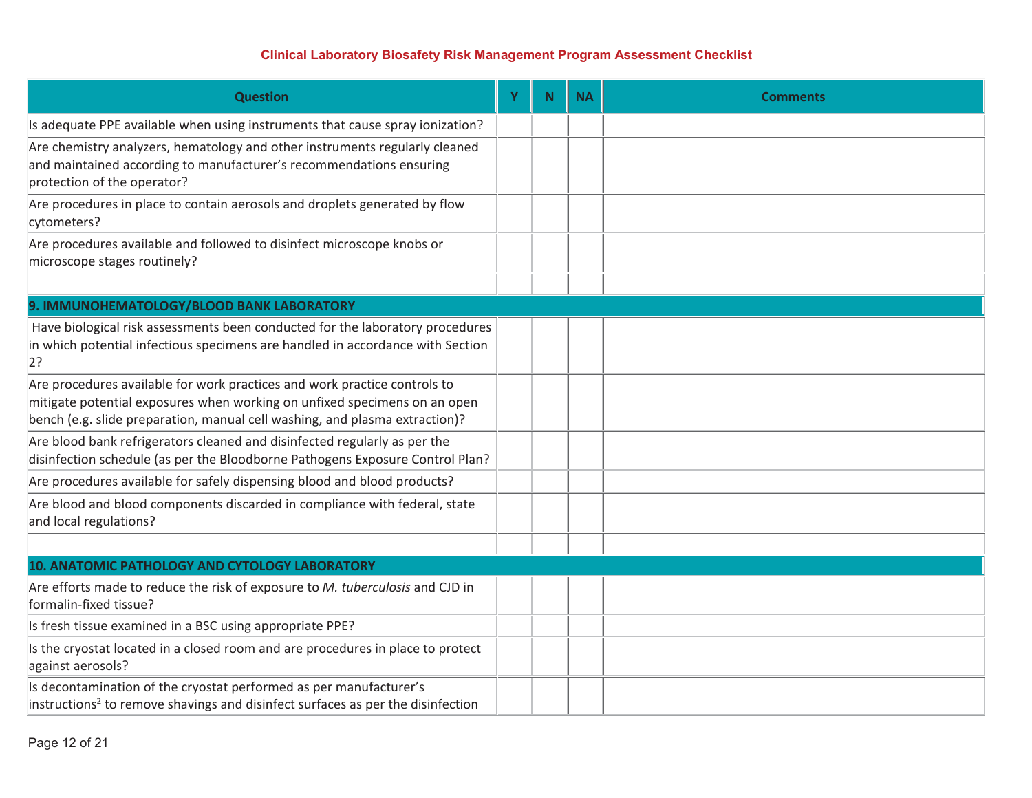**Clinical Laboratory Biosafety Risk Management Program Assessment Checklist**

| Question | Y | N | NA | Comments |
|---|---|---|---|---|
| Is adequate PPE available when using instruments that cause spray ionization? | | | | |
| Are chemistry analyzers, hematology and other instruments regularly cleaned and maintained according to manufacturer's recommendations ensuring protection of the operator? | | | | |
| Are procedures in place to contain aerosols and droplets generated by flow cytometers? | | | | |
| Are procedures available and followed to disinfect microscope knobs or microscope stages routinely? | | | | |
| | | | | |
| **9. IMMUNOHEMATOLOGY/BLOOD BANK LABORATORY** | | | | |
| Have biological risk assessments been conducted for the laboratory procedures in which potential infectious specimens are handled in accordance with Section 2? | | | | |
| Are procedures available for work practices and work practice controls to mitigate potential exposures when working on unfixed specimens on an open bench (e.g. slide preparation, manual cell washing, and plasma extraction)? | | | | |
| Are blood bank refrigerators cleaned and disinfected regularly as per the disinfection schedule (as per the Bloodborne Pathogens Exposure Control Plan? | | | | |
| Are procedures available for safely dispensing blood and blood products? | | | | |
| Are blood and blood components discarded in compliance with federal, state and local regulations? | | | | |
| | | | | |
| **10. ANATOMIC PATHOLOGY AND CYTOLOGY LABORATORY** | | | | |
| Are efforts made to reduce the risk of exposure to *M. tuberculosis* and CJD in formalin-fixed tissue? | | | | |
| Is fresh tissue examined in a BSC using appropriate PPE? | | | | |
| Is the cryostat located in a closed room and are procedures in place to protect against aerosols? | | | | |
| Is decontamination of the cryostat performed as per manufacturer's instructions[2] to remove shavings and disinfect surfaces as per the disinfection | | | | |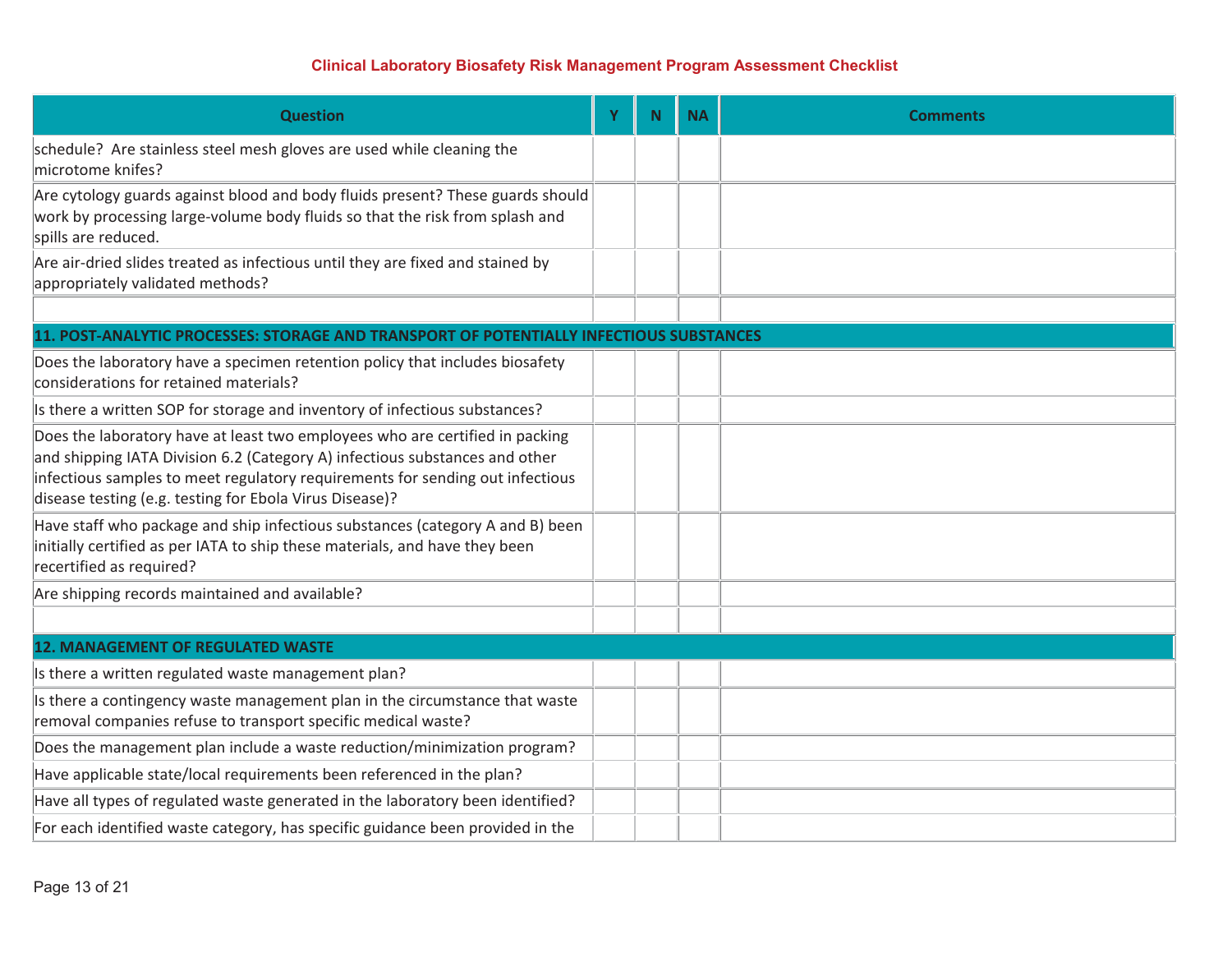| Question | Y | N | NA | Comments |
| --- | --- | --- | --- | --- |
| schedule? Are stainless steel mesh gloves are used while cleaning the microtome knifes? | | | | |
| Are cytology guards against blood and body fluids present? These guards should work by processing large-volume body fluids so that the risk from splash and spills are reduced. | | | | |
| Are air-dried slides treated as infectious until they are fixed and stained by appropriately validated methods? | | | | |
| | | | | |
| **11. POST-ANALYTIC PROCESSES: STORAGE AND TRANSPORT OF POTENTIALLY INFECTIOUS SUBSTANCES** | | | | |
| Does the laboratory have a specimen retention policy that includes biosafety considerations for retained materials? | | | | |
| Is there a written SOP for storage and inventory of infectious substances? | | | | |
| Does the laboratory have at least two employees who are certified in packing and shipping IATA Division 6.2 (Category A) infectious substances and other infectious samples to meet regulatory requirements for sending out infectious disease testing (e.g. testing for Ebola Virus Disease)? | | | | |
| Have staff who package and ship infectious substances (category A and B) been initially certified as per IATA to ship these materials, and have they been recertified as required? | | | | |
| Are shipping records maintained and available? | | | | |
| | | | | |
| **12. MANAGEMENT OF REGULATED WASTE** | | | | |
| Is there a written regulated waste management plan? | | | | |
| Is there a contingency waste management plan in the circumstance that waste removal companies refuse to transport specific medical waste? | | | | |
| Does the management plan include a waste reduction/minimization program? | | | | |
| Have applicable state/local requirements been referenced in the plan? | | | | |
| Have all types of regulated waste generated in the laboratory been identified? | | | | |
| For each identified waste category, has specific guidance been provided in the | | | | |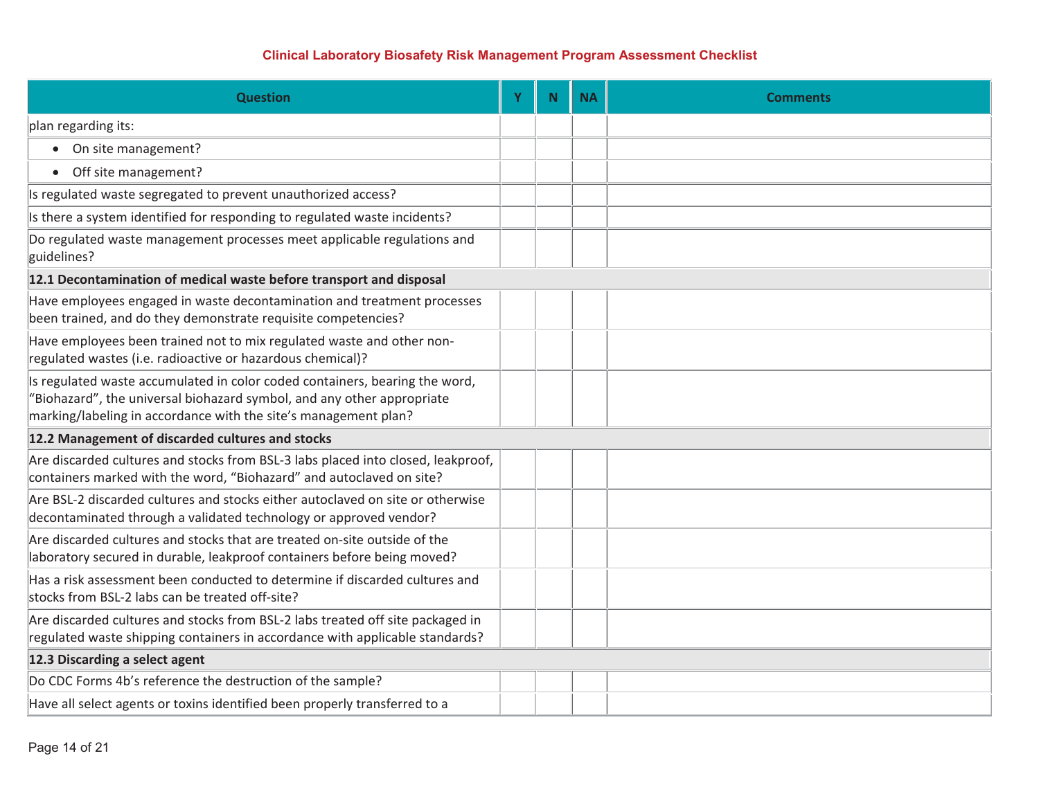| Question | Y | N | NA | Comments |
|---|---|---|---|---|
| plan regarding its: | | | | |
| • On site management? | | | | |
| • Off site management? | | | | |
| Is regulated waste segregated to prevent unauthorized access? | | | | |
| Is there a system identified for responding to regulated waste incidents? | | | | |
| Do regulated waste management processes meet applicable regulations and guidelines? | | | | |
| **12.1 Decontamination of medical waste before transport and disposal** | | | | |
| Have employees engaged in waste decontamination and treatment processes been trained, and do they demonstrate requisite competencies? | | | | |
| Have employees been trained not to mix regulated waste and other non-regulated wastes (i.e. radioactive or hazardous chemical)? | | | | |
| Is regulated waste accumulated in color coded containers, bearing the word, "Biohazard", the universal biohazard symbol, and any other appropriate marking/labeling in accordance with the site's management plan? | | | | |
| **12.2 Management of discarded cultures and stocks** | | | | |
| Are discarded cultures and stocks from BSL-3 labs placed into closed, leakproof, containers marked with the word, "Biohazard" and autoclaved on site? | | | | |
| Are BSL-2 discarded cultures and stocks either autoclaved on site or otherwise decontaminated through a validated technology or approved vendor? | | | | |
| Are discarded cultures and stocks that are treated on-site outside of the laboratory secured in durable, leakproof containers before being moved? | | | | |
| Has a risk assessment been conducted to determine if discarded cultures and stocks from BSL-2 labs can be treated off-site? | | | | |
| Are discarded cultures and stocks from BSL-2 labs treated off site packaged in regulated waste shipping containers in accordance with applicable standards? | | | | |
| **12.3 Discarding a select agent** | | | | |
| Do CDC Forms 4b's reference the destruction of the sample? | | | | |
| Have all select agents or toxins identified been properly transferred to a | | | | |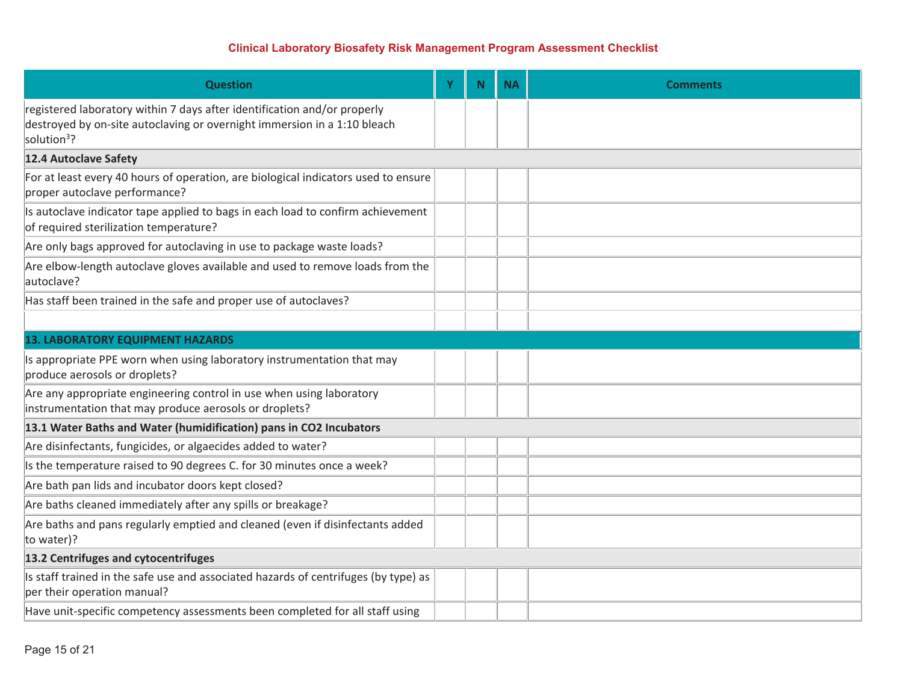## Clinical Laboratory Biosafety Risk Management Program Assessment Checklist

| Question | Y | N | NA | Comments |
|---|---|---|---|---|
| registered laboratory within 7 days after identification and/or properly destroyed by on-site autoclaving or overnight immersion in a 1:10 bleach solution[3]? | | | | |
| **12.4 Autoclave Safety** | | | | |
| For at least every 40 hours of operation, are biological indicators used to ensure proper autoclave performance? | | | | |
| Is autoclave indicator tape applied to bags in each load to confirm achievement of required sterilization temperature? | | | | |
| Are only bags approved for autoclaving in use to package waste loads? | | | | |
| Are elbow-length autoclave gloves available and used to remove loads from the autoclave? | | | | |
| Has staff been trained in the safe and proper use of autoclaves? | | | | |
| | | | | |
| **13. LABORATORY EQUIPMENT HAZARDS** | | | | |
| Is appropriate PPE worn when using laboratory instrumentation that may produce aerosols or droplets? | | | | |
| Are any appropriate engineering control in use when using laboratory instrumentation that may produce aerosols or droplets? | | | | |
| **13.1 Water Baths and Water (humidification) pans in CO2 Incubators** | | | | |
| Are disinfectants, fungicides, or algaecides added to water? | | | | |
| Is the temperature raised to 90 degrees C. for 30 minutes once a week? | | | | |
| Are bath pan lids and incubator doors kept closed? | | | | |
| Are baths cleaned immediately after any spills or breakage? | | | | |
| Are baths and pans regularly emptied and cleaned (even if disinfectants added to water)? | | | | |
| **13.2 Centrifuges and cytocentrifuges** | | | | |
| Is staff trained in the safe use and associated hazards of centrifuges (by type) as per their operation manual? | | | | |
| Have unit-specific competency assessments been completed for all staff using | | | | |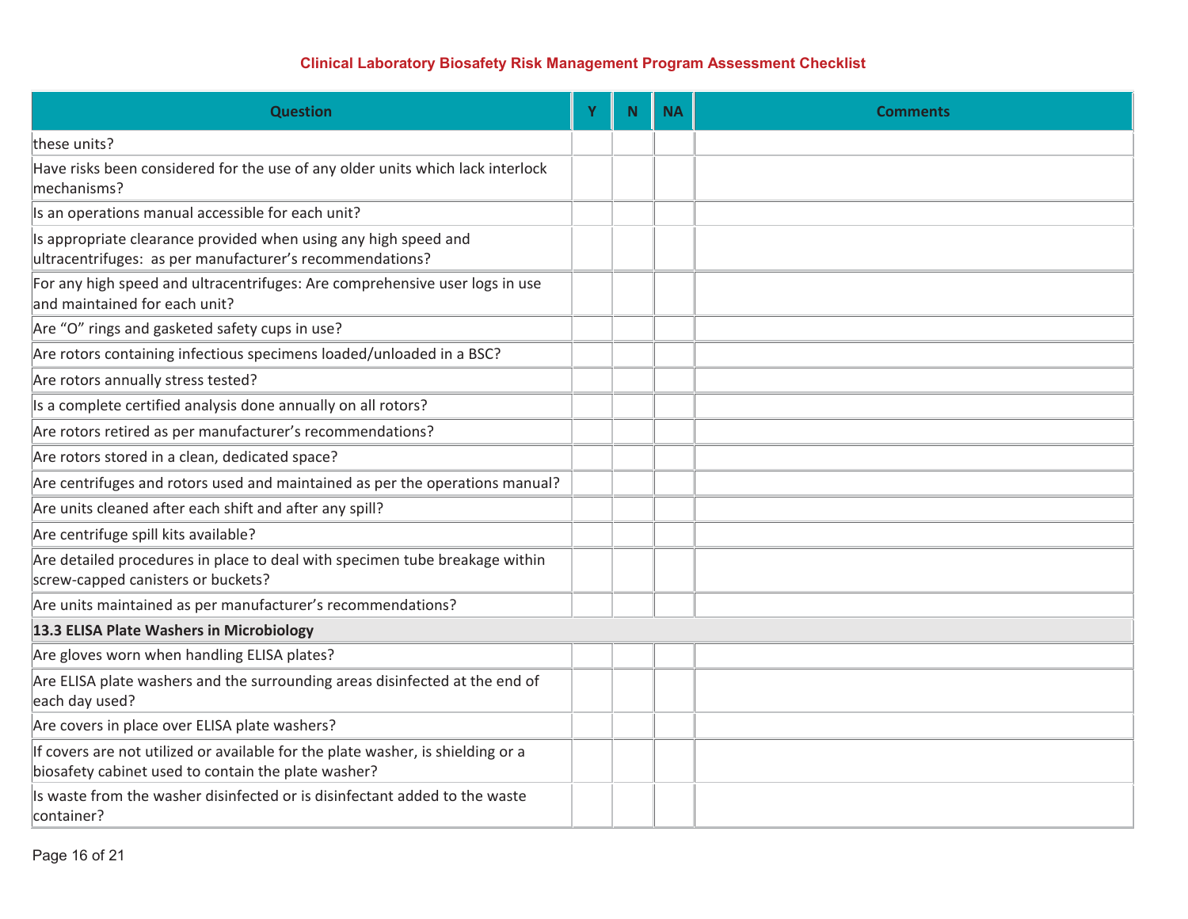| Question | Y | N | NA | Comments |
|---|---|---|---|---|
| these units? | | | | |
| Have risks been considered for the use of any older units which lack interlock mechanisms? | | | | |
| Is an operations manual accessible for each unit? | | | | |
| Is appropriate clearance provided when using any high speed and ultracentrifuges: as per manufacturer's recommendations? | | | | |
| For any high speed and ultracentrifuges: Are comprehensive user logs in use and maintained for each unit? | | | | |
| Are "O" rings and gasketed safety cups in use? | | | | |
| Are rotors containing infectious specimens loaded/unloaded in a BSC? | | | | |
| Are rotors annually stress tested? | | | | |
| Is a complete certified analysis done annually on all rotors? | | | | |
| Are rotors retired as per manufacturer's recommendations? | | | | |
| Are rotors stored in a clean, dedicated space? | | | | |
| Are centrifuges and rotors used and maintained as per the operations manual? | | | | |
| Are units cleaned after each shift and after any spill? | | | | |
| Are centrifuge spill kits available? | | | | |
| Are detailed procedures in place to deal with specimen tube breakage within screw-capped canisters or buckets? | | | | |
| Are units maintained as per manufacturer's recommendations? | | | | |
| **13.3 ELISA Plate Washers in Microbiology** | | | | |
| Are gloves worn when handling ELISA plates? | | | | |
| Are ELISA plate washers and the surrounding areas disinfected at the end of each day used? | | | | |
| Are covers in place over ELISA plate washers? | | | | |
| If covers are not utilized or available for the plate washer, is shielding or a biosafety cabinet used to contain the plate washer? | | | | |
| Is waste from the washer disinfected or is disinfectant added to the waste container? | | | | |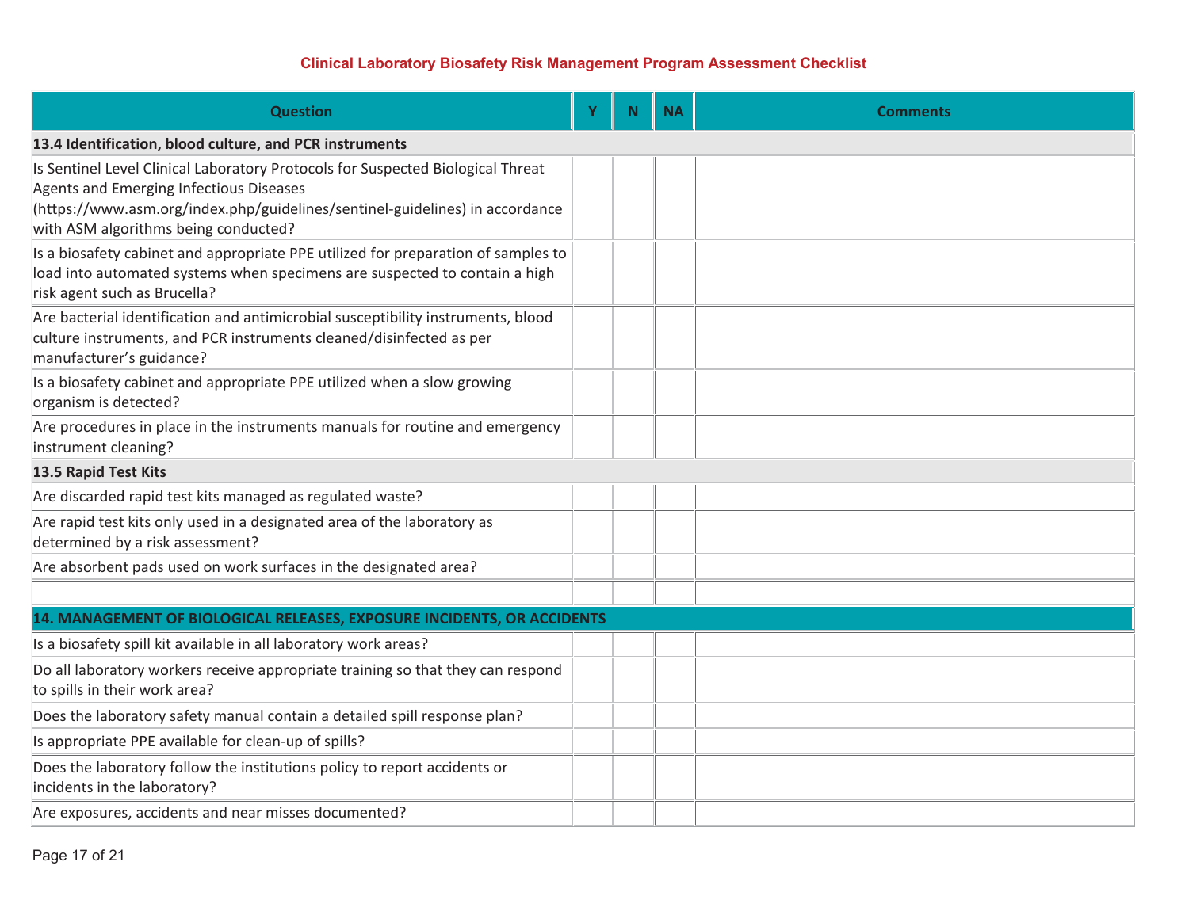**Clinical Laboratory Biosafety Risk Management Program Assessment Checklist**

| Question | Y | N | NA | Comments |
|---|---|---|---|---|
| **13.4 Identification, blood culture, and PCR instruments** | | | | |
| Is Sentinel Level Clinical Laboratory Protocols for Suspected Biological Threat Agents and Emerging Infectious Diseases (https://www.asm.org/index.php/guidelines/sentinel-guidelines) in accordance with ASM algorithms being conducted? | | | | |
| Is a biosafety cabinet and appropriate PPE utilized for preparation of samples to load into automated systems when specimens are suspected to contain a high risk agent such as Brucella? | | | | |
| Are bacterial identification and antimicrobial susceptibility instruments, blood culture instruments, and PCR instruments cleaned/disinfected as per manufacturer's guidance? | | | | |
| Is a biosafety cabinet and appropriate PPE utilized when a slow growing organism is detected? | | | | |
| Are procedures in place in the instruments manuals for routine and emergency instrument cleaning? | | | | |
| **13.5 Rapid Test Kits** | | | | |
| Are discarded rapid test kits managed as regulated waste? | | | | |
| Are rapid test kits only used in a designated area of the laboratory as determined by a risk assessment? | | | | |
| Are absorbent pads used on work surfaces in the designated area? | | | | |
| | | | | |
| **14. MANAGEMENT OF BIOLOGICAL RELEASES, EXPOSURE INCIDENTS, OR ACCIDENTS** | | | | |
| Is a biosafety spill kit available in all laboratory work areas? | | | | |
| Do all laboratory workers receive appropriate training so that they can respond to spills in their work area? | | | | |
| Does the laboratory safety manual contain a detailed spill response plan? | | | | |
| Is appropriate PPE available for clean-up of spills? | | | | |
| Does the laboratory follow the institutions policy to report accidents or incidents in the laboratory? | | | | |
| Are exposures, accidents and near misses documented? | | | | |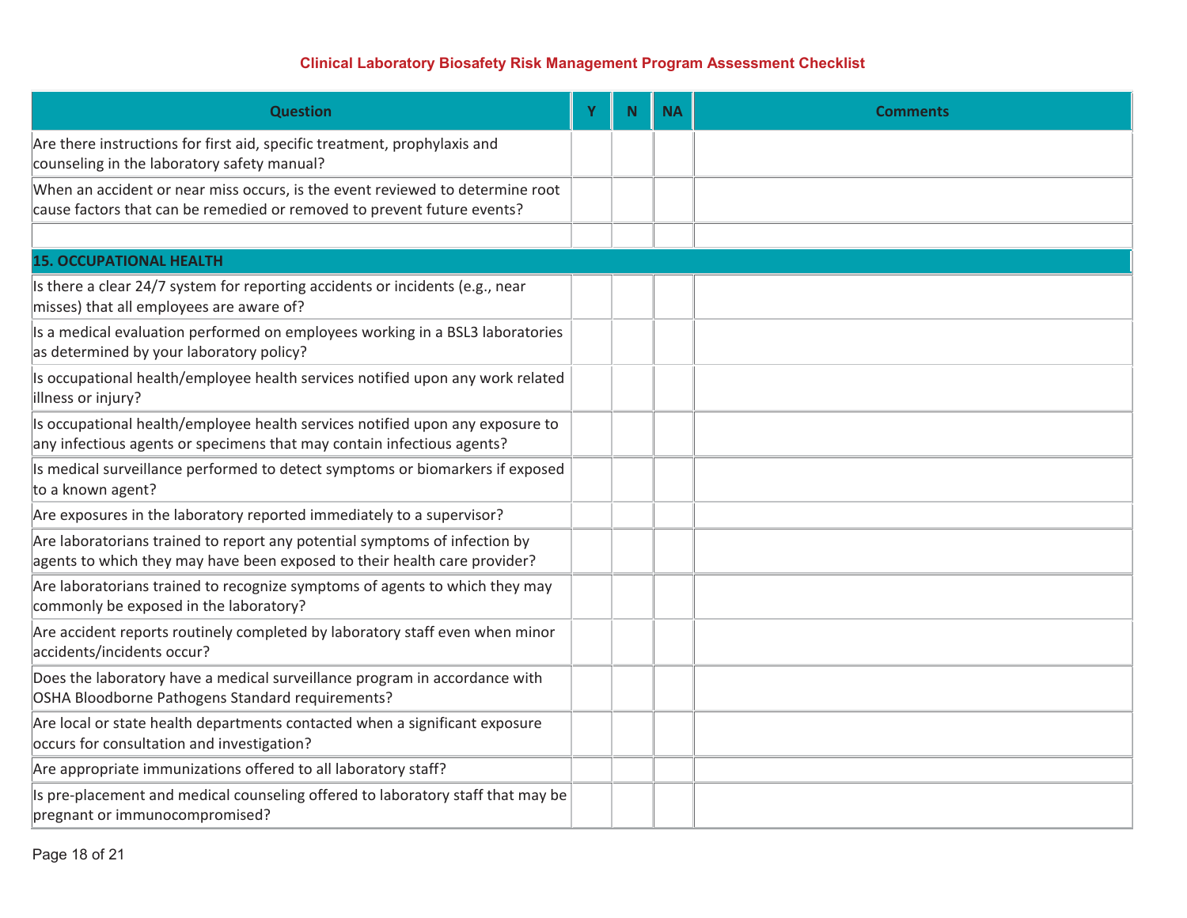## Clinical Laboratory Biosafety Risk Management Program Assessment Checklist

| Question | Y | N | NA | Comments |
|---|---|---|---|---|
| Are there instructions for first aid, specific treatment, prophylaxis and counseling in the laboratory safety manual? | | | | |
| When an accident or near miss occurs, is the event reviewed to determine root cause factors that can be remedied or removed to prevent future events? | | | | |
| | | | | |
| **15. OCCUPATIONAL HEALTH** | | | | |
| Is there a clear 24/7 system for reporting accidents or incidents (e.g., near misses) that all employees are aware of? | | | | |
| Is a medical evaluation performed on employees working in a BSL3 laboratories as determined by your laboratory policy? | | | | |
| Is occupational health/employee health services notified upon any work related illness or injury? | | | | |
| Is occupational health/employee health services notified upon any exposure to any infectious agents or specimens that may contain infectious agents? | | | | |
| Is medical surveillance performed to detect symptoms or biomarkers if exposed to a known agent? | | | | |
| Are exposures in the laboratory reported immediately to a supervisor? | | | | |
| Are laboratorians trained to report any potential symptoms of infection by agents to which they may have been exposed to their health care provider? | | | | |
| Are laboratorians trained to recognize symptoms of agents to which they may commonly be exposed in the laboratory? | | | | |
| Are accident reports routinely completed by laboratory staff even when minor accidents/incidents occur? | | | | |
| Does the laboratory have a medical surveillance program in accordance with OSHA Bloodborne Pathogens Standard requirements? | | | | |
| Are local or state health departments contacted when a significant exposure occurs for consultation and investigation? | | | | |
| Are appropriate immunizations offered to all laboratory staff? | | | | |
| Is pre-placement and medical counseling offered to laboratory staff that may be pregnant or immunocompromised? | | | | |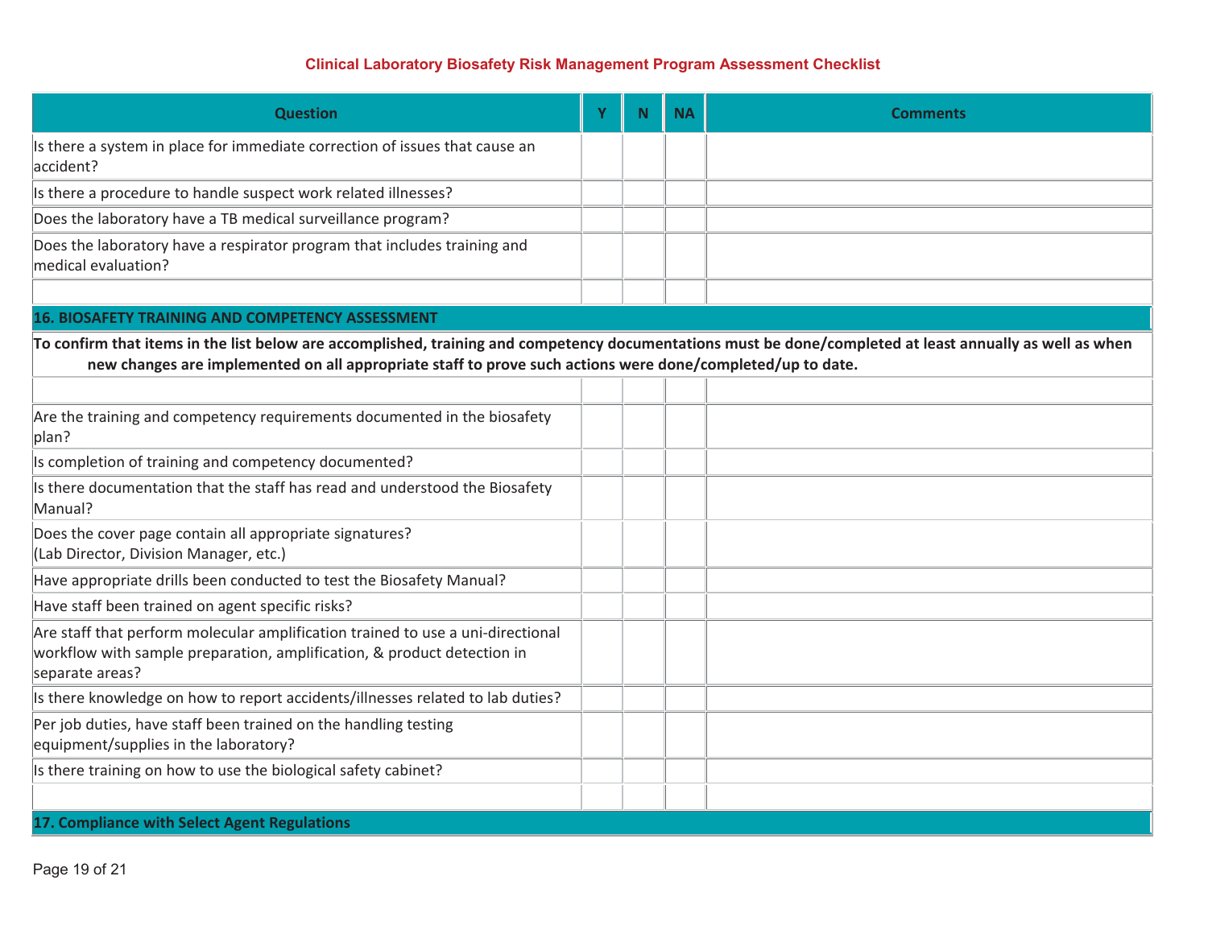# Clinical Laboratory Biosafety Risk Management Program Assessment Checklist

| Question | Y | N | NA | Comments |
| --- | --- | --- | --- | --- |
| Is there a system in place for immediate correction of issues that cause an accident? | | | | |
| Is there a procedure to handle suspect work related illnesses? | | | | |
| Does the laboratory have a TB medical surveillance program? | | | | |
| Does the laboratory have a respirator program that includes training and medical evaluation? | | | | |
| | | | | |
| **16. BIOSAFETY TRAINING AND COMPETENCY ASSESSMENT** | | | | |
| **To confirm that items in the list below are accomplished, training and competency documentations must be done/completed at least annually as well as when new changes are implemented on all appropriate staff to prove such actions were done/completed/up to date.** | | | | |
| | | | | |
| Are the training and competency requirements documented in the biosafety plan? | | | | |
| Is completion of training and competency documented? | | | | |
| Is there documentation that the staff has read and understood the Biosafety Manual? | | | | |
| Does the cover page contain all appropriate signatures? (Lab Director, Division Manager, etc.) | | | | |
| Have appropriate drills been conducted to test the Biosafety Manual? | | | | |
| Have staff been trained on agent specific risks? | | | | |
| Are staff that perform molecular amplification trained to use a uni-directional workflow with sample preparation, amplification, & product detection in separate areas? | | | | |
| Is there knowledge on how to report accidents/illnesses related to lab duties? | | | | |
| Per job duties, have staff been trained on the handling testing equipment/supplies in the laboratory? | | | | |
| Is there training on how to use the biological safety cabinet? | | | | |
| | | | | |
| **17. Compliance with Select Agent Regulations** | | | | |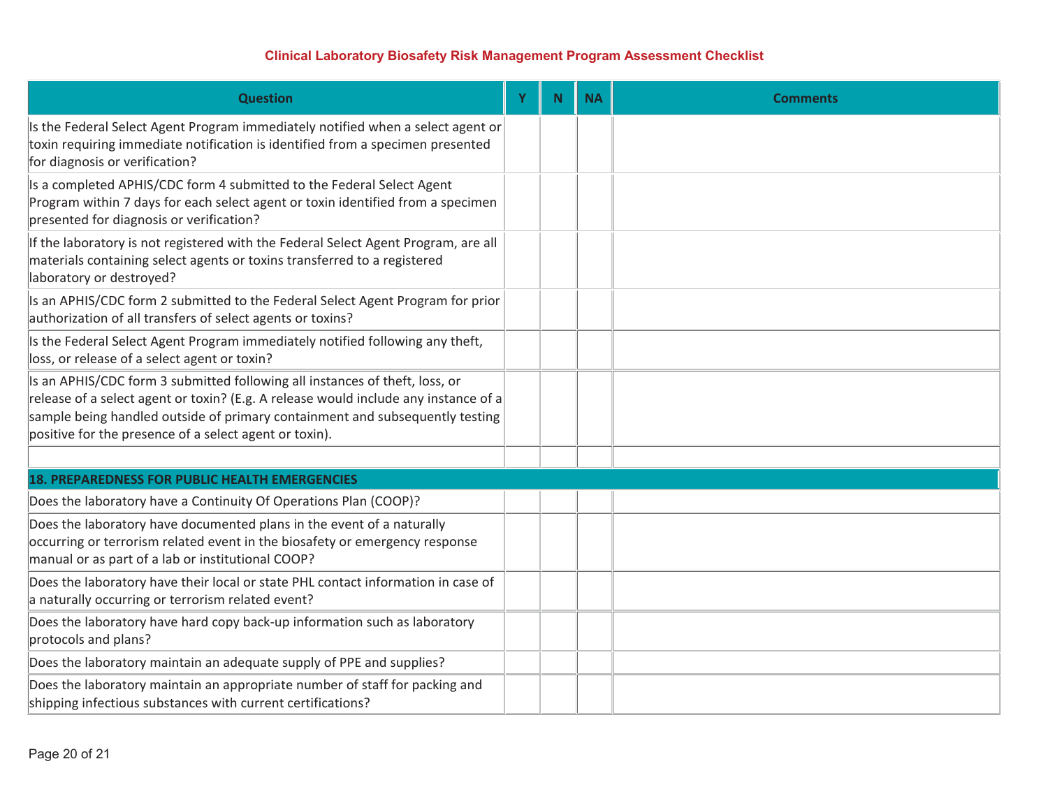## Clinical Laboratory Biosafety Risk Management Program Assessment Checklist

| Question | Y | N | NA | Comments |
|---|---|---|---|---|
| Is the Federal Select Agent Program immediately notified when a select agent or toxin requiring immediate notification is identified from a specimen presented for diagnosis or verification? | | | | |
| Is a completed APHIS/CDC form 4 submitted to the Federal Select Agent Program within 7 days for each select agent or toxin identified from a specimen presented for diagnosis or verification? | | | | |
| If the laboratory is not registered with the Federal Select Agent Program, are all materials containing select agents or toxins transferred to a registered laboratory or destroyed? | | | | |
| Is an APHIS/CDC form 2 submitted to the Federal Select Agent Program for prior authorization of all transfers of select agents or toxins? | | | | |
| Is the Federal Select Agent Program immediately notified following any theft, loss, or release of a select agent or toxin? | | | | |
| Is an APHIS/CDC form 3 submitted following all instances of theft, loss, or release of a select agent or toxin? (E.g. A release would include any instance of a sample being handled outside of primary containment and subsequently testing positive for the presence of a select agent or toxin). | | | | |
| | | | | |
| **18. PREPAREDNESS FOR PUBLIC HEALTH EMERGENCIES** | | | | |
| Does the laboratory have a Continuity Of Operations Plan (COOP)? | | | | |
| Does the laboratory have documented plans in the event of a naturally occurring or terrorism related event in the biosafety or emergency response manual or as part of a lab or institutional COOP? | | | | |
| Does the laboratory have their local or state PHL contact information in case of a naturally occurring or terrorism related event? | | | | |
| Does the laboratory have hard copy back-up information such as laboratory protocols and plans? | | | | |
| Does the laboratory maintain an adequate supply of PPE and supplies? | | | | |
| Does the laboratory maintain an appropriate number of staff for packing and shipping infectious substances with current certifications? | | | | |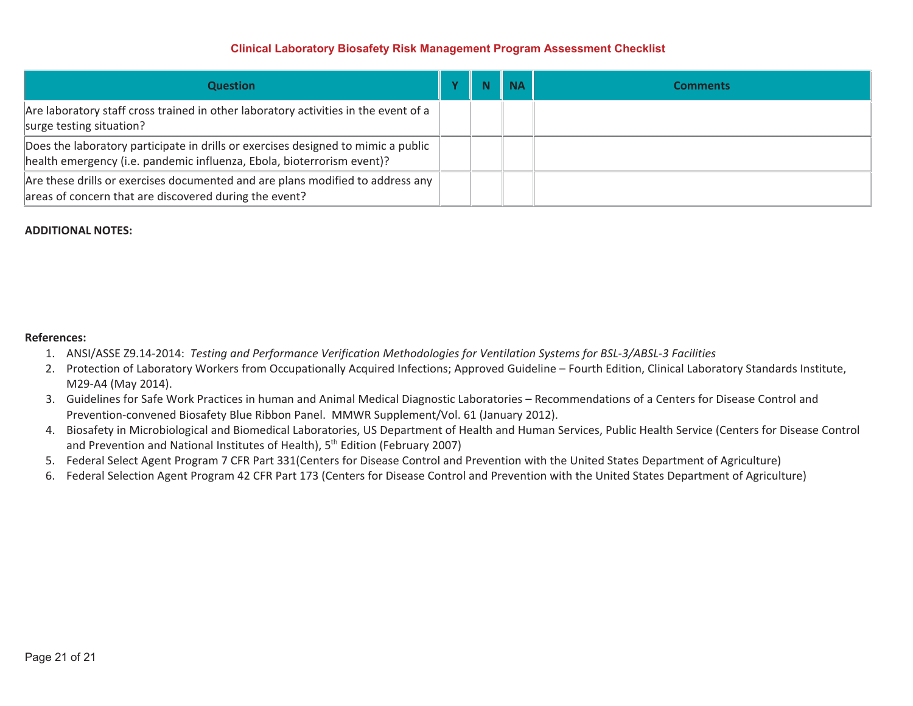# Clinical Laboratory Biosafety Risk Management Program Assessment Checklist

| Question | Y | N | NA | Comments |
|---|---|---|---|---|
| Are laboratory staff cross trained in other laboratory activities in the event of a surge testing situation? | | | | |
| Does the laboratory participate in drills or exercises designed to mimic a public health emergency (i.e. pandemic influenza, Ebola, bioterrorism event)? | | | | |
| Are these drills or exercises documented and are plans modified to address any areas of concern that are discovered during the event? | | | | |

**ADDITIONAL NOTES:**

**References:**

1. ANSI/ASSE Z9.14-2014: *Testing and Performance Verification Methodologies for Ventilation Systems for BSL-3/ABSL-3 Facilities*
2. Protection of Laboratory Workers from Occupationally Acquired Infections; Approved Guideline – Fourth Edition, Clinical Laboratory Standards Institute, M29-A4 (May 2014).
3. Guidelines for Safe Work Practices in human and Animal Medical Diagnostic Laboratories – Recommendations of a Centers for Disease Control and Prevention-convened Biosafety Blue Ribbon Panel. MMWR Supplement/Vol. 61 (January 2012).
4. Biosafety in Microbiological and Biomedical Laboratories, US Department of Health and Human Services, Public Health Service (Centers for Disease Control and Prevention and National Institutes of Health), 5th Edition (February 2007)
5. Federal Select Agent Program 7 CFR Part 331(Centers for Disease Control and Prevention with the United States Department of Agriculture)
6. Federal Selection Agent Program 42 CFR Part 173 (Centers for Disease Control and Prevention with the United States Department of Agriculture)